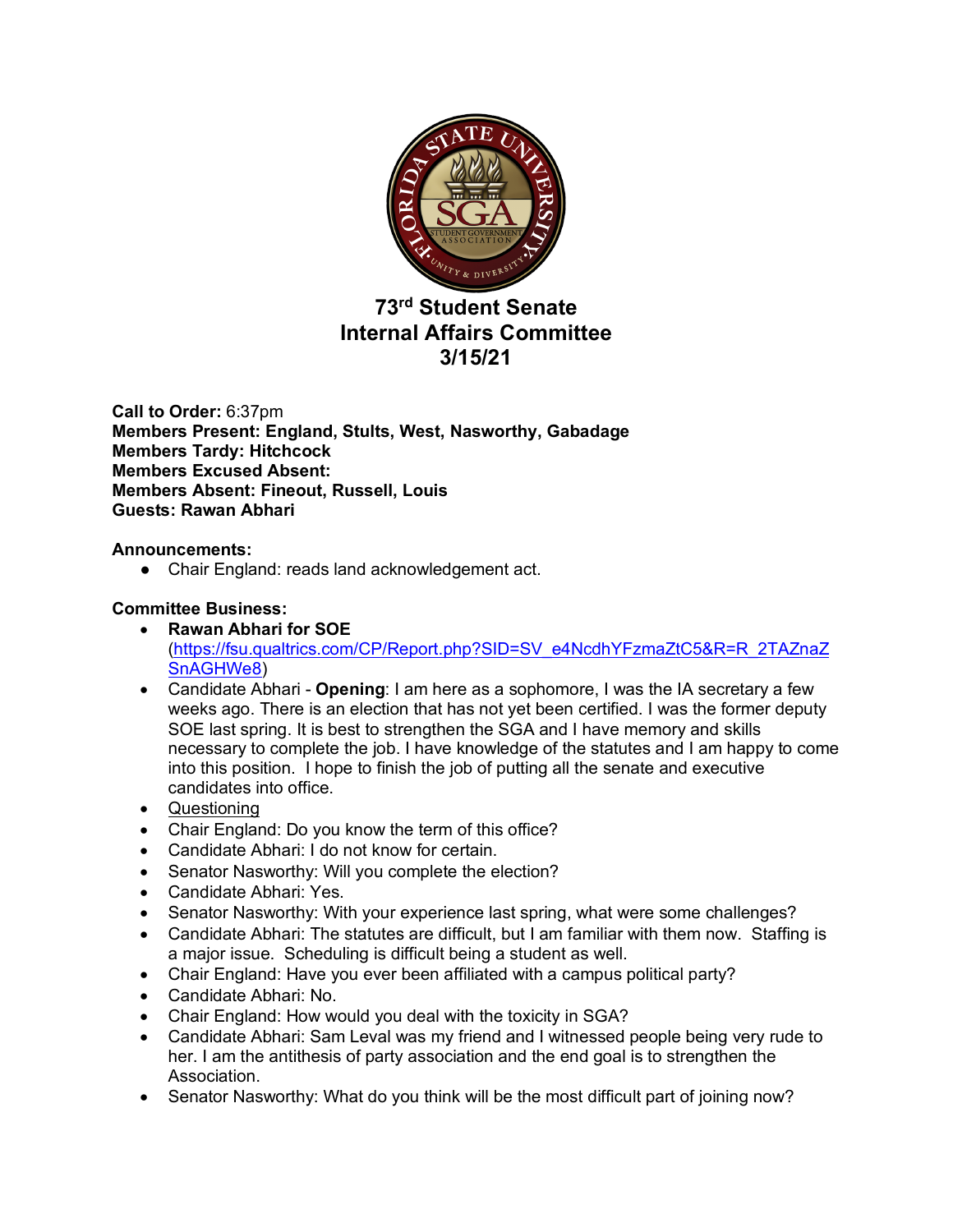# 73rd Student Senate
# Internal Affairs Committee
# 3/15/21

**Call to Order:** 6:37pm
**Members Present: England, Stults, West, Nasworthy, Gabadage**
**Members Tardy: Hitchcock**
**Members Excused Absent:**
**Members Absent: Fineout, Russell, Louis**
**Guests: Rawan Abhari**

**Announcements:**

- Chair England: reads land acknowledgement act.

**Committee Business:**

- **Rawan Abhari for SOE** ([https://fsu.qualtrics.com/CP/Report.php?SID=SV_e4NcdhYFzmaZtC5&R=R_2TAZnaZSnAGHWe8](https://fsu.qualtrics.com/CP/Report.php?SID=SV_e4NcdhYFzmaZtC5&R=R_2TAZnaZSnAGHWe8))
- Candidate Abhari - **Opening**: I am here as a sophomore, I was the IA secretary a few weeks ago. There is an election that has not yet been certified. I was the former deputy SOE last spring. It is best to strengthen the SGA and I have memory and skills necessary to complete the job. I have knowledge of the statutes and I am happy to come into this position. I hope to finish the job of putting all the senate and executive candidates into office.
- <u>Questioning</u>
- Chair England: Do you know the term of this office?
- Candidate Abhari: I do not know for certain.
- Senator Nasworthy: Will you complete the election?
- Candidate Abhari: Yes.
- Senator Nasworthy: With your experience last spring, what were some challenges?
- Candidate Abhari: The statutes are difficult, but I am familiar with them now. Staffing is a major issue. Scheduling is difficult being a student as well.
- Chair England: Have you ever been affiliated with a campus political party?
- Candidate Abhari: No.
- Chair England: How would you deal with the toxicity in SGA?
- Candidate Abhari: Sam Leval was my friend and I witnessed people being very rude to her. I am the antithesis of party association and the end goal is to strengthen the Association.
- Senator Nasworthy: What do you think will be the most difficult part of joining now?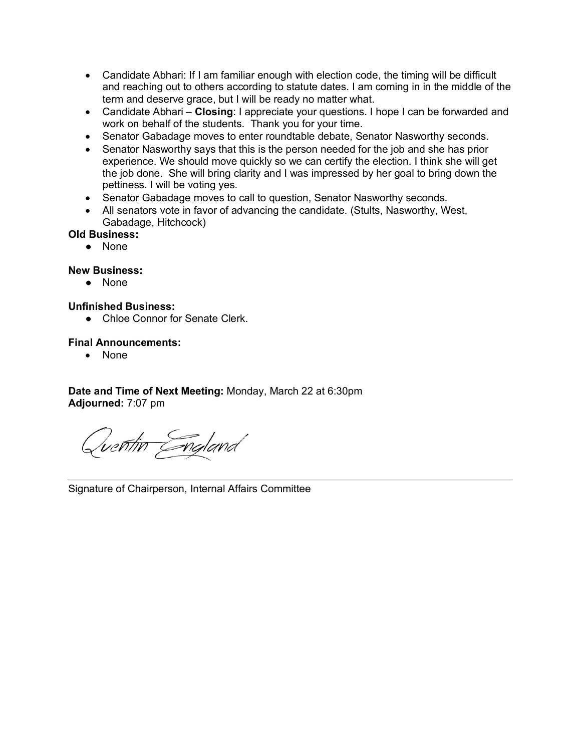- Candidate Abhari: If I am familiar enough with election code, the timing will be difficult and reaching out to others according to statute dates. I am coming in in the middle of the term and deserve grace, but I will be ready no matter what.
- Candidate Abhari – **Closing**: I appreciate your questions. I hope I can be forwarded and work on behalf of the students. Thank you for your time.
- Senator Gabadage moves to enter roundtable debate, Senator Nasworthy seconds.
- Senator Nasworthy says that this is the person needed for the job and she has prior experience. We should move quickly so we can certify the election. I think she will get the job done. She will bring clarity and I was impressed by her goal to bring down the pettiness. I will be voting yes.
- Senator Gabadage moves to call to question, Senator Nasworthy seconds.
- All senators vote in favor of advancing the candidate. (Stults, Nasworthy, West, Gabadage, Hitchcock)

**Old Business:**

- None

**New Business:**

- None

**Unfinished Business:**

- Chloe Connor for Senate Clerk.

**Final Announcements:**

- None

**Date and Time of Next Meeting:** Monday, March 22 at 6:30pm
**Adjourned:** 7:07 pm

Quentin England

Signature of Chairperson, Internal Affairs Committee